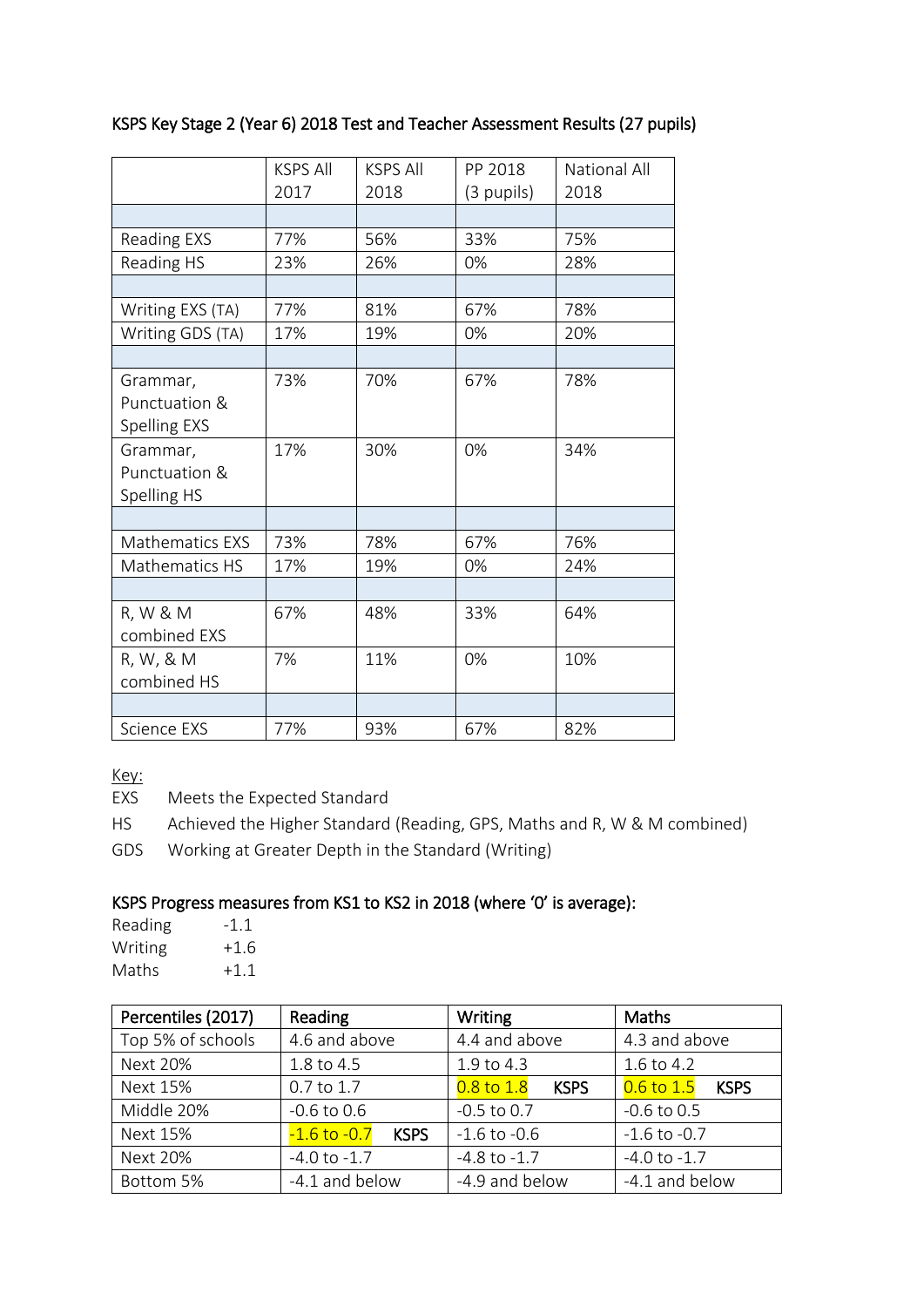## KSPS Key Stage 2 (Year 6) 2018 Test and Teacher Assessment Results (27 pupils)

| | KSPS All 2017 | KSPS All 2018 | PP 2018 (3 pupils) | National All 2018 |
|---|---|---|---|---|
| | | | | |
| Reading EXS | 77% | 56% | 33% | 75% |
| Reading HS | 23% | 26% | 0% | 28% |
| | | | | |
| Writing EXS (TA) | 77% | 81% | 67% | 78% |
| Writing GDS (TA) | 17% | 19% | 0% | 20% |
| | | | | |
| Grammar, Punctuation & Spelling EXS | 73% | 70% | 67% | 78% |
| Grammar, Punctuation & Spelling HS | 17% | 30% | 0% | 34% |
| | | | | |
| Mathematics EXS | 73% | 78% | 67% | 76% |
| Mathematics HS | 17% | 19% | 0% | 24% |
| | | | | |
| R, W & M combined EXS | 67% | 48% | 33% | 64% |
| R, W, & M combined HS | 7% | 11% | 0% | 10% |
| | | | | |
| Science EXS | 77% | 93% | 67% | 82% |

Key:

EXS Meets the Expected Standard

HS Achieved the Higher Standard (Reading, GPS, Maths and R, W & M combined)

GDS Working at Greater Depth in the Standard (Writing)

## KSPS Progress measures from KS1 to KS2 in 2018 (where '0' is average):

Reading -1.1

Writing +1.6

Maths +1.1

| Percentiles (2017) | Reading | Writing | Maths |
|---|---|---|---|
| Top 5% of schools | 4.6 and above | 4.4 and above | 4.3 and above |
| Next 20% | 1.8 to 4.5 | 1.9 to 4.3 | 1.6 to 4.2 |
| Next 15% | 0.7 to 1.7 | 0.8 to 1.8 **KSPS** | 0.6 to 1.5 **KSPS** |
| Middle 20% | -0.6 to 0.6 | -0.5 to 0.7 | -0.6 to 0.5 |
| Next 15% | -1.6 to -0.7 **KSPS** | -1.6 to -0.6 | -1.6 to -0.7 |
| Next 20% | -4.0 to -1.7 | -4.8 to -1.7 | -4.0 to -1.7 |
| Bottom 5% | -4.1 and below | -4.9 and below | -4.1 and below |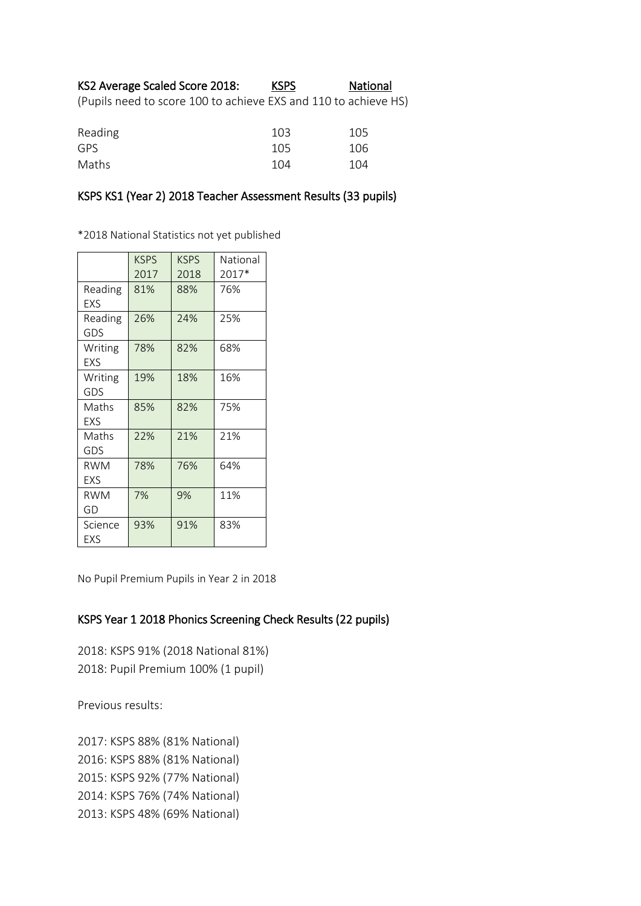## KS2 Average Scaled Score 2018:

(Pupils need to score 100 to achieve EXS and 110 to achieve HS)

| | KSPS | National |
|---|---|---|
| Reading | 103 | 105 |
| GPS | 105 | 106 |
| Maths | 104 | 104 |

## KSPS KS1 (Year 2) 2018 Teacher Assessment Results (33 pupils)

*2018 National Statistics not yet published

| | KSPS 2017 | KSPS 2018 | National 2017* |
|---|---|---|---|
| Reading EXS | 81% | 88% | 76% |
| Reading GDS | 26% | 24% | 25% |
| Writing EXS | 78% | 82% | 68% |
| Writing GDS | 19% | 18% | 16% |
| Maths EXS | 85% | 82% | 75% |
| Maths GDS | 22% | 21% | 21% |
| RWM EXS | 78% | 76% | 64% |
| RWM GD | 7% | 9% | 11% |
| Science EXS | 93% | 91% | 83% |

No Pupil Premium Pupils in Year 2 in 2018

## KSPS Year 1 2018 Phonics Screening Check Results (22 pupils)

2018: KSPS 91% (2018 National 81%)
2018: Pupil Premium 100% (1 pupil)

Previous results:

2017: KSPS 88% (81% National)
2016: KSPS 88% (81% National)
2015: KSPS 92% (77% National)
2014: KSPS 76% (74% National)
2013: KSPS 48% (69% National)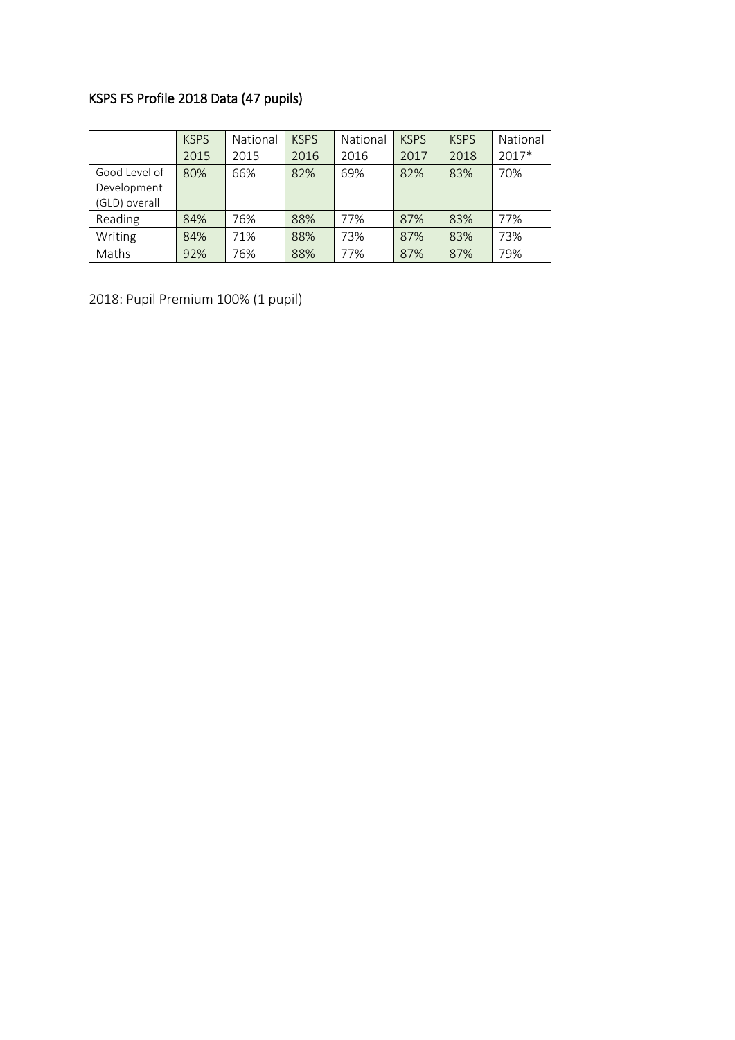## KSPS FS Profile 2018 Data (47 pupils)

| | KSPS 2015 | National 2015 | KSPS 2016 | National 2016 | KSPS 2017 | KSPS 2018 | National 2017* |
|---|---|---|---|---|---|---|---|
| Good Level of Development (GLD) overall | 80% | 66% | 82% | 69% | 82% | 83% | 70% |
| Reading | 84% | 76% | 88% | 77% | 87% | 83% | 77% |
| Writing | 84% | 71% | 88% | 73% | 87% | 83% | 73% |
| Maths | 92% | 76% | 88% | 77% | 87% | 87% | 79% |

2018: Pupil Premium 100% (1 pupil)